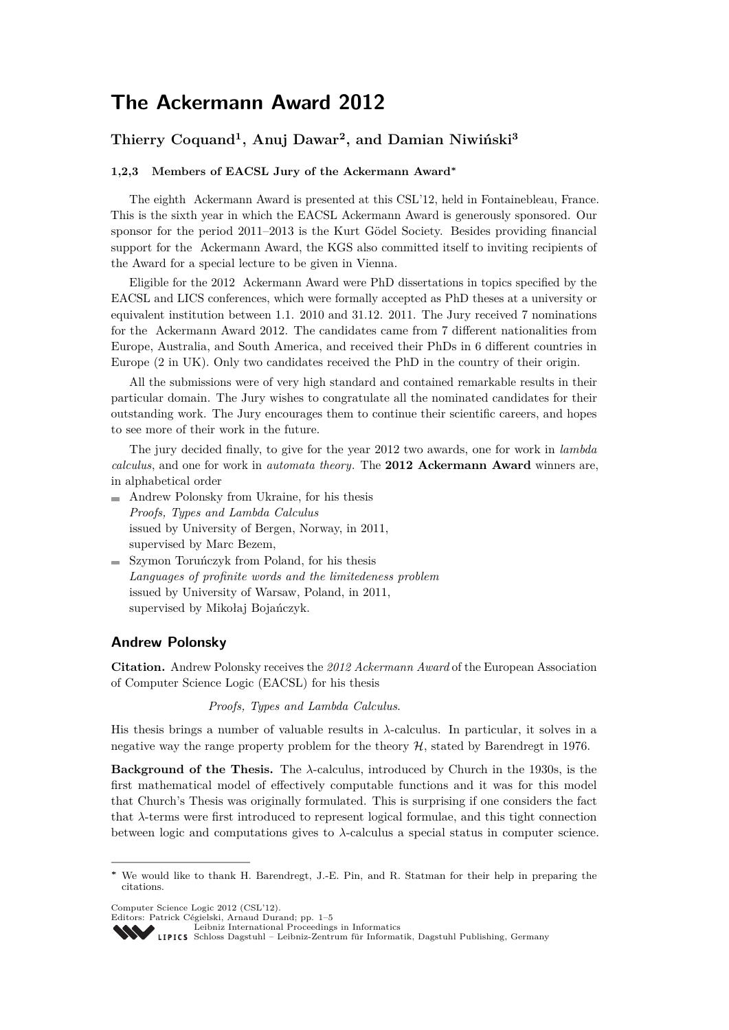# The Ackermann Award 2012

**Thierry Coquand[1], Anuj Dawar[2], and Damian Niwiński[3]**

**1,2,3 Members of EACSL Jury of the Ackermann Award***

The eighth Ackermann Award is presented at this CSL'12, held in Fontainebleau, France. This is the sixth year in which the EACSL Ackermann Award is generously sponsored. Our sponsor for the period 2011–2013 is the Kurt Gödel Society. Besides providing financial support for the Ackermann Award, the KGS also committed itself to inviting recipients of the Award for a special lecture to be given in Vienna.

Eligible for the 2012 Ackermann Award were PhD dissertations in topics specified by the EACSL and LICS conferences, which were formally accepted as PhD theses at a university or equivalent institution between 1.1. 2010 and 31.12. 2011. The Jury received 7 nominations for the Ackermann Award 2012. The candidates came from 7 different nationalities from Europe, Australia, and South America, and received their PhDs in 6 different countries in Europe (2 in UK). Only two candidates received the PhD in the country of their origin.

All the submissions were of very high standard and contained remarkable results in their particular domain. The Jury wishes to congratulate all the nominated candidates for their outstanding work. The Jury encourages them to continue their scientific careers, and hopes to see more of their work in the future.

The jury decided finally, to give for the year 2012 two awards, one for work in *lambda calculus*, and one for work in *automata theory*. The **2012 Ackermann Award** winners are, in alphabetical order

- Andrew Polonsky from Ukraine, for his thesis
  *Proofs, Types and Lambda Calculus*
  issued by University of Bergen, Norway, in 2011,
  supervised by Marc Bezem,
- Szymon Toruńczyk from Poland, for his thesis
  *Languages of profinite words and the limitedeness problem*
  issued by University of Warsaw, Poland, in 2011,
  supervised by Mikołaj Bojańczyk.

## Andrew Polonsky

**Citation.** Andrew Polonsky receives the *2012 Ackermann Award* of the European Association of Computer Science Logic (EACSL) for his thesis

*Proofs, Types and Lambda Calculus*.

His thesis brings a number of valuable results in $\lambda$-calculus. In particular, it solves in a negative way the range property problem for the theory $\mathcal{H}$, stated by Barendregt in 1976.

**Background of the Thesis.** The $\lambda$-calculus, introduced by Church in the 1930s, is the first mathematical model of effectively computable functions and it was for this model that Church's Thesis was originally formulated. This is surprising if one considers the fact that $\lambda$-terms were first introduced to represent logical formulae, and this tight connection between logic and computations gives to $\lambda$-calculus a special status in computer science.

* We would like to thank H. Barendregt, J.-E. Pin, and R. Statman for their help in preparing the citations.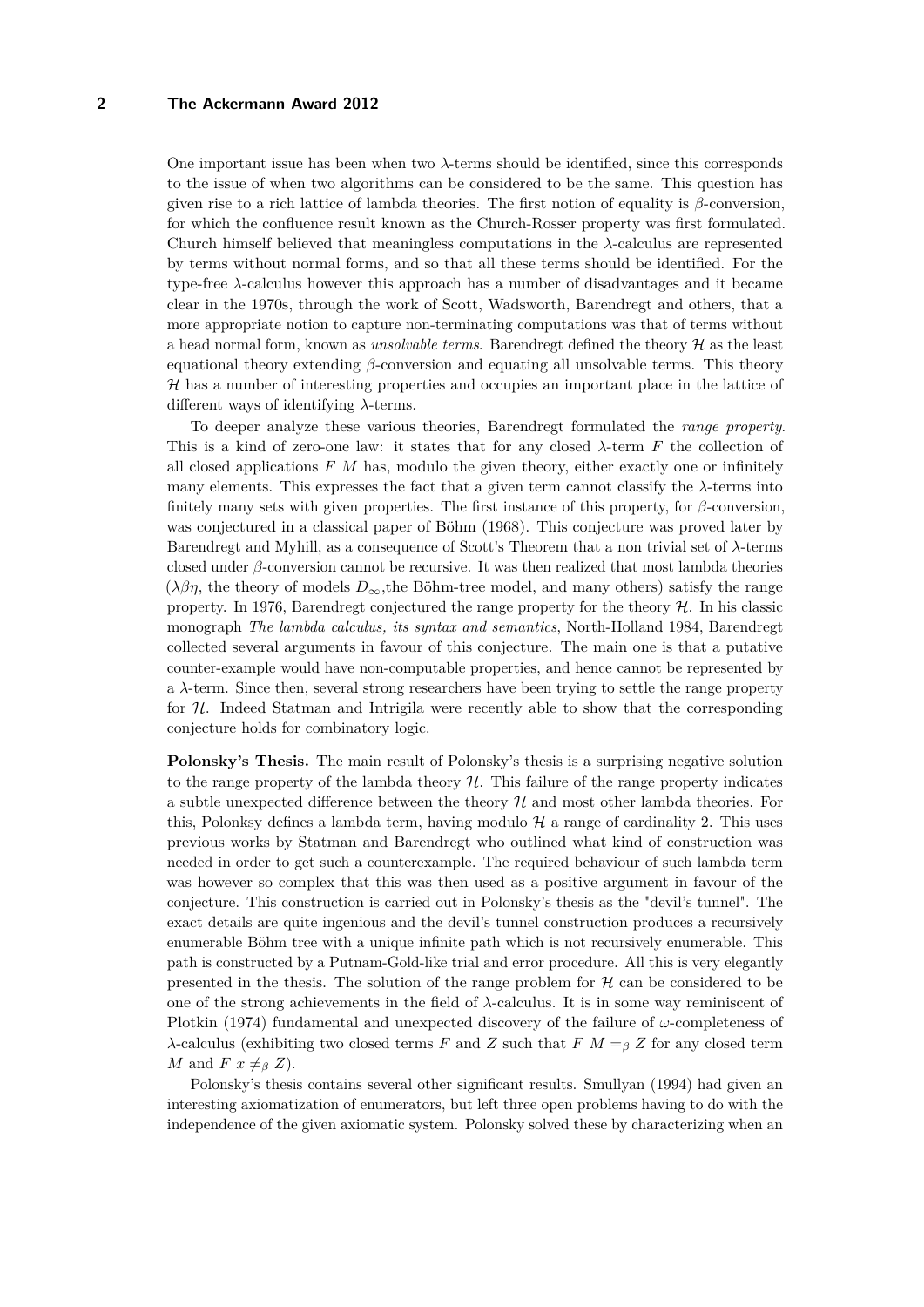One important issue has been when two λ-terms should be identified, since this corresponds to the issue of when two algorithms can be considered to be the same. This question has given rise to a rich lattice of lambda theories. The first notion of equality is $\beta$-conversion, for which the confluence result known as the Church-Rosser property was first formulated. Church himself believed that meaningless computations in the λ-calculus are represented by terms without normal forms, and so that all these terms should be identified. For the type-free λ-calculus however this approach has a number of disadvantages and it became clear in the 1970s, through the work of Scott, Wadsworth, Barendregt and others, that a more appropriate notion to capture non-terminating computations was that of terms without a head normal form, known as *unsolvable terms*. Barendregt defined the theory $\mathcal{H}$ as the least equational theory extending $\beta$-conversion and equating all unsolvable terms. This theory $\mathcal{H}$ has a number of interesting properties and occupies an important place in the lattice of different ways of identifying λ-terms.

To deeper analyze these various theories, Barendregt formulated the *range property*. This is a kind of zero-one law: it states that for any closed λ-term $F$ the collection of all closed applications $F\ M$ has, modulo the given theory, either exactly one or infinitely many elements. This expresses the fact that a given term cannot classify the λ-terms into finitely many sets with given properties. The first instance of this property, for $\beta$-conversion, was conjectured in a classical paper of Böhm (1968). This conjecture was proved later by Barendregt and Myhill, as a consequence of Scott's Theorem that a non trivial set of λ-terms closed under $\beta$-conversion cannot be recursive. It was then realized that most lambda theories ($\lambda\beta\eta$, the theory of models $D_\infty$,the Böhm-tree model, and many others) satisfy the range property. In 1976, Barendregt conjectured the range property for the theory $\mathcal{H}$. In his classic monograph *The lambda calculus, its syntax and semantics*, North-Holland 1984, Barendregt collected several arguments in favour of this conjecture. The main one is that a putative counter-example would have non-computable properties, and hence cannot be represented by a λ-term. Since then, several strong researchers have been trying to settle the range property for $\mathcal{H}$. Indeed Statman and Intrigila were recently able to show that the corresponding conjecture holds for combinatory logic.

**Polonsky's Thesis.** The main result of Polonsky's thesis is a surprising negative solution to the range property of the lambda theory $\mathcal{H}$. This failure of the range property indicates a subtle unexpected difference between the theory $\mathcal{H}$ and most other lambda theories. For this, Polonksy defines a lambda term, having modulo $\mathcal{H}$ a range of cardinality 2. This uses previous works by Statman and Barendregt who outlined what kind of construction was needed in order to get such a counterexample. The required behaviour of such lambda term was however so complex that this was then used as a positive argument in favour of the conjecture. This construction is carried out in Polonsky's thesis as the "devil's tunnel". The exact details are quite ingenious and the devil's tunnel construction produces a recursively enumerable Böhm tree with a unique infinite path which is not recursively enumerable. This path is constructed by a Putnam-Gold-like trial and error procedure. All this is very elegantly presented in the thesis. The solution of the range problem for $\mathcal{H}$ can be considered to be one of the strong achievements in the field of λ-calculus. It is in some way reminiscent of Plotkin (1974) fundamental and unexpected discovery of the failure of $\omega$-completeness of λ-calculus (exhibiting two closed terms $F$ and $Z$ such that $F\ M =_\beta Z$ for any closed term $M$ and $F\ x \neq_\beta Z$).

Polonsky's thesis contains several other significant results. Smullyan (1994) had given an interesting axiomatization of enumerators, but left three open problems having to do with the independence of the given axiomatic system. Polonsky solved these by characterizing when an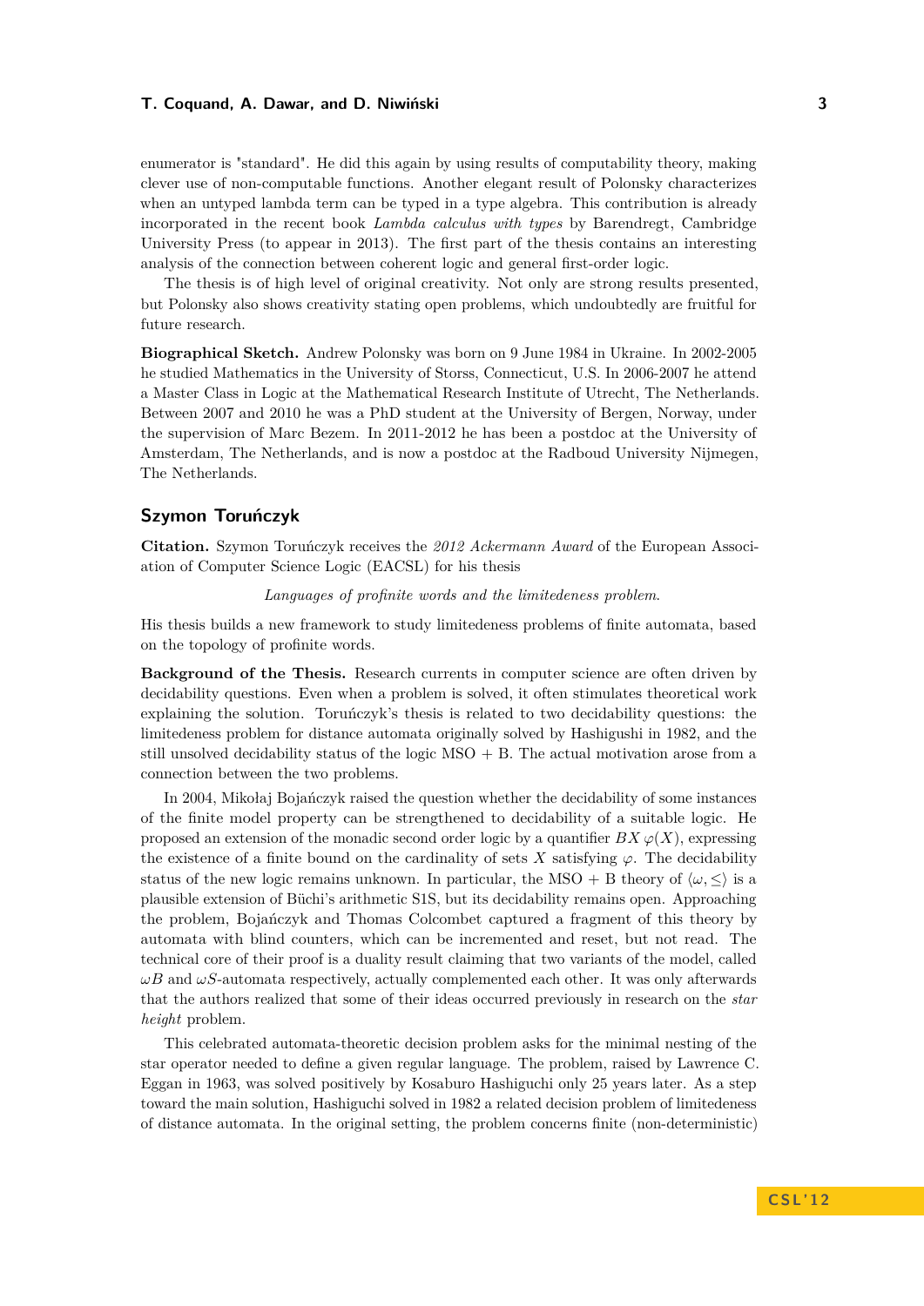enumerator is "standard". He did this again by using results of computability theory, making clever use of non-computable functions. Another elegant result of Polonsky characterizes when an untyped lambda term can be typed in a type algebra. This contribution is already incorporated in the recent book *Lambda calculus with types* by Barendregt, Cambridge University Press (to appear in 2013). The first part of the thesis contains an interesting analysis of the connection between coherent logic and general first-order logic.

The thesis is of high level of original creativity. Not only are strong results presented, but Polonsky also shows creativity stating open problems, which undoubtedly are fruitful for future research.

**Biographical Sketch.** Andrew Polonsky was born on 9 June 1984 in Ukraine. In 2002-2005 he studied Mathematics in the University of Storss, Connecticut, U.S. In 2006-2007 he attend a Master Class in Logic at the Mathematical Research Institute of Utrecht, The Netherlands. Between 2007 and 2010 he was a PhD student at the University of Bergen, Norway, under the supervision of Marc Bezem. In 2011-2012 he has been a postdoc at the University of Amsterdam, The Netherlands, and is now a postdoc at the Radboud University Nijmegen, The Netherlands.

## Szymon Toruńczyk

**Citation.** Szymon Toruńczyk receives the *2012 Ackermann Award* of the European Association of Computer Science Logic (EACSL) for his thesis

*Languages of profinite words and the limitedeness problem.*

His thesis builds a new framework to study limitedeness problems of finite automata, based on the topology of profinite words.

**Background of the Thesis.** Research currents in computer science are often driven by decidability questions. Even when a problem is solved, it often stimulates theoretical work explaining the solution. Toruńczyk's thesis is related to two decidability questions: the limitedeness problem for distance automata originally solved by Hashigushi in 1982, and the still unsolved decidability status of the logic MSO + B. The actual motivation arose from a connection between the two problems.

In 2004, Mikołaj Bojańczyk raised the question whether the decidability of some instances of the finite model property can be strengthened to decidability of a suitable logic. He proposed an extension of the monadic second order logic by a quantifier $BX\,\varphi(X)$, expressing the existence of a finite bound on the cardinality of sets $X$ satisfying $\varphi$. The decidability status of the new logic remains unknown. In particular, the MSO + B theory of $\langle \omega, \leq \rangle$ is a plausible extension of Büchi's arithmetic S1S, but its decidability remains open. Approaching the problem, Bojańczyk and Thomas Colcombet captured a fragment of this theory by automata with blind counters, which can be incremented and reset, but not read. The technical core of their proof is a duality result claiming that two variants of the model, called $\omega B$ and $\omega S$-automata respectively, actually complemented each other. It was only afterwards that the authors realized that some of their ideas occurred previously in research on the *star height* problem.

This celebrated automata-theoretic decision problem asks for the minimal nesting of the star operator needed to define a given regular language. The problem, raised by Lawrence C. Eggan in 1963, was solved positively by Kosaburo Hashiguchi only 25 years later. As a step toward the main solution, Hashiguchi solved in 1982 a related decision problem of limitedeness of distance automata. In the original setting, the problem concerns finite (non-deterministic)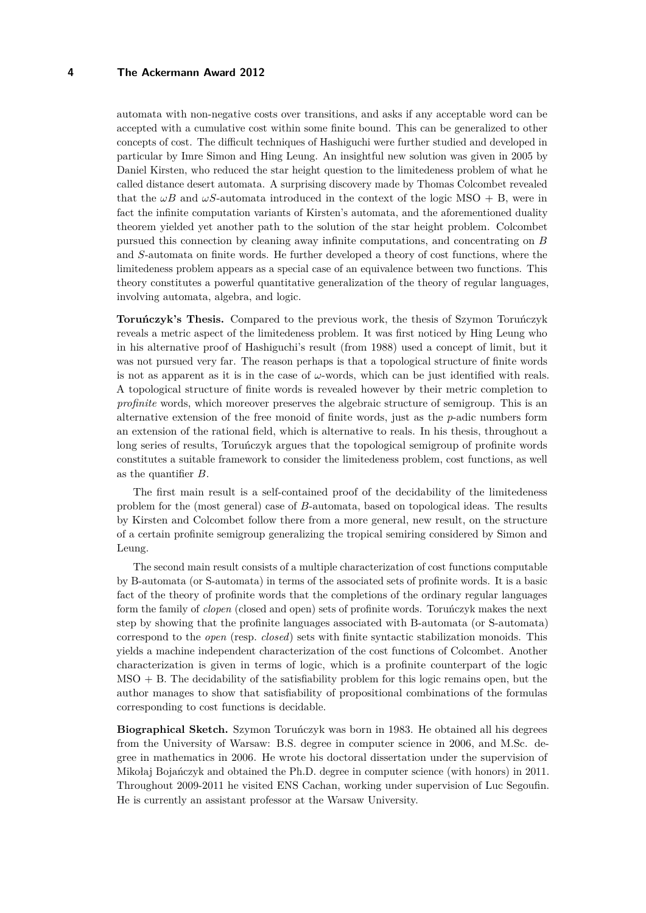automata with non-negative costs over transitions, and asks if any acceptable word can be accepted with a cumulative cost within some finite bound. This can be generalized to other concepts of cost. The difficult techniques of Hashiguchi were further studied and developed in particular by Imre Simon and Hing Leung. An insightful new solution was given in 2005 by Daniel Kirsten, who reduced the star height question to the limitedeness problem of what he called distance desert automata. A surprising discovery made by Thomas Colcombet revealed that the $\omega B$ and $\omega S$-automata introduced in the context of the logic MSO + B, were in fact the infinite computation variants of Kirsten's automata, and the aforementioned duality theorem yielded yet another path to the solution of the star height problem. Colcombet pursued this connection by cleaning away infinite computations, and concentrating on $B$ and $S$-automata on finite words. He further developed a theory of cost functions, where the limitedeness problem appears as a special case of an equivalence between two functions. This theory constitutes a powerful quantitative generalization of the theory of regular languages, involving automata, algebra, and logic.

**Toruńczyk's Thesis.** Compared to the previous work, the thesis of Szymon Toruńczyk reveals a metric aspect of the limitedeness problem. It was first noticed by Hing Leung who in his alternative proof of Hashiguchi's result (from 1988) used a concept of limit, but it was not pursued very far. The reason perhaps is that a topological structure of finite words is not as apparent as it is in the case of $\omega$-words, which can be just identified with reals. A topological structure of finite words is revealed however by their metric completion to *profinite* words, which moreover preserves the algebraic structure of semigroup. This is an alternative extension of the free monoid of finite words, just as the $p$-adic numbers form an extension of the rational field, which is alternative to reals. In his thesis, throughout a long series of results, Toruńczyk argues that the topological semigroup of profinite words constitutes a suitable framework to consider the limitedeness problem, cost functions, as well as the quantifier $B$.

The first main result is a self-contained proof of the decidability of the limitedeness problem for the (most general) case of $B$-automata, based on topological ideas. The results by Kirsten and Colcombet follow there from a more general, new result, on the structure of a certain profinite semigroup generalizing the tropical semiring considered by Simon and Leung.

The second main result consists of a multiple characterization of cost functions computable by B-automata (or S-automata) in terms of the associated sets of profinite words. It is a basic fact of the theory of profinite words that the completions of the ordinary regular languages form the family of *clopen* (closed and open) sets of profinite words. Toruńczyk makes the next step by showing that the profinite languages associated with B-automata (or S-automata) correspond to the *open* (resp. *closed*) sets with finite syntactic stabilization monoids. This yields a machine independent characterization of the cost functions of Colcombet. Another characterization is given in terms of logic, which is a profinite counterpart of the logic MSO + B. The decidability of the satisfiability problem for this logic remains open, but the author manages to show that satisfiability of propositional combinations of the formulas corresponding to cost functions is decidable.

**Biographical Sketch.** Szymon Toruńczyk was born in 1983. He obtained all his degrees from the University of Warsaw: B.S. degree in computer science in 2006, and M.Sc. degree in mathematics in 2006. He wrote his doctoral dissertation under the supervision of Mikołaj Bojańczyk and obtained the Ph.D. degree in computer science (with honors) in 2011. Throughout 2009-2011 he visited ENS Cachan, working under supervision of Luc Segoufin. He is currently an assistant professor at the Warsaw University.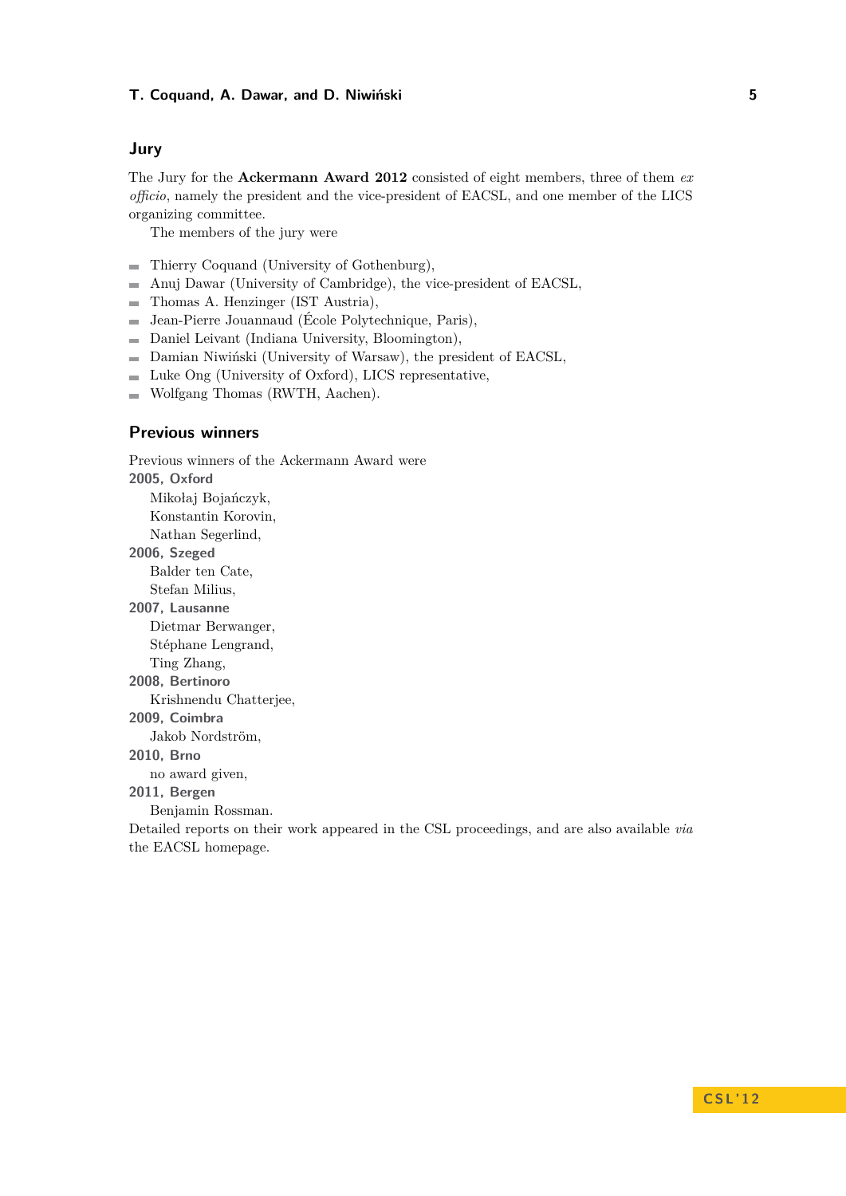## Jury

The Jury for the **Ackermann Award 2012** consisted of eight members, three of them *ex officio*, namely the president and the vice-president of EACSL, and one member of the LICS organizing committee.

The members of the jury were

- Thierry Coquand (University of Gothenburg),
- Anuj Dawar (University of Cambridge), the vice-president of EACSL,
- Thomas A. Henzinger (IST Austria),
- Jean-Pierre Jouannaud (École Polytechnique, Paris),
- Daniel Leivant (Indiana University, Bloomington),
- Damian Niwiński (University of Warsaw), the president of EACSL,
- Luke Ong (University of Oxford), LICS representative,
- Wolfgang Thomas (RWTH, Aachen).

## Previous winners

Previous winners of the Ackermann Award were

**2005, Oxford**
Mikołaj Bojańczyk,
Konstantin Korovin,
Nathan Segerlind,

**2006, Szeged**
Balder ten Cate,
Stefan Milius,

**2007, Lausanne**
Dietmar Berwanger,
Stéphane Lengrand,
Ting Zhang,

**2008, Bertinoro**
Krishnendu Chatterjee,

**2009, Coimbra**
Jakob Nordström,

**2010, Brno**
no award given,

**2011, Bergen**
Benjamin Rossman.

Detailed reports on their work appeared in the CSL proceedings, and are also available *via* the EACSL homepage.